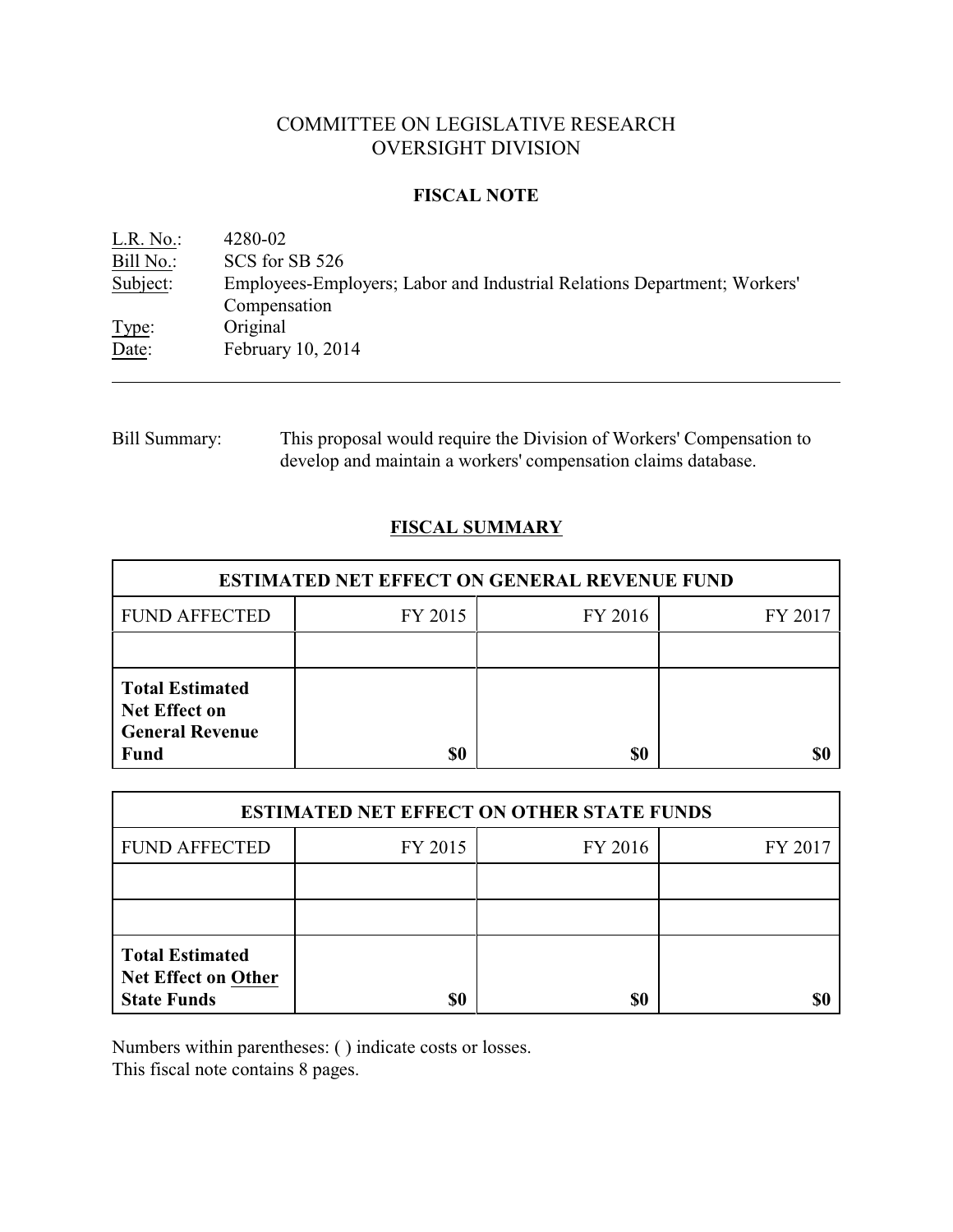# COMMITTEE ON LEGISLATIVE RESEARCH
# OVERSIGHT DIVISION

## FISCAL NOTE

L.R. No.: 4280-02
Bill No.: SCS for SB 526
Subject: Employees-Employers; Labor and Industrial Relations Department; Workers' Compensation
Type: Original
Date: February 10, 2014

---

Bill Summary: This proposal would require the Division of Workers' Compensation to develop and maintain a workers' compensation claims database.

## FISCAL SUMMARY

| ESTIMATED NET EFFECT ON GENERAL REVENUE FUND | | | |
|---|---|---|---|
| FUND AFFECTED | FY 2015 | FY 2016 | FY 2017 |
| | | | |
| **Total Estimated Net Effect on General Revenue Fund** | **$0** | **$0** | **$0** |

| ESTIMATED NET EFFECT ON OTHER STATE FUNDS | | | |
|---|---|---|---|
| FUND AFFECTED | FY 2015 | FY 2016 | FY 2017 |
| | | | |
| | | | |
| **Total Estimated Net Effect on Other State Funds** | **$0** | **$0** | **$0** |

Numbers within parentheses: ( ) indicate costs or losses.
This fiscal note contains 8 pages.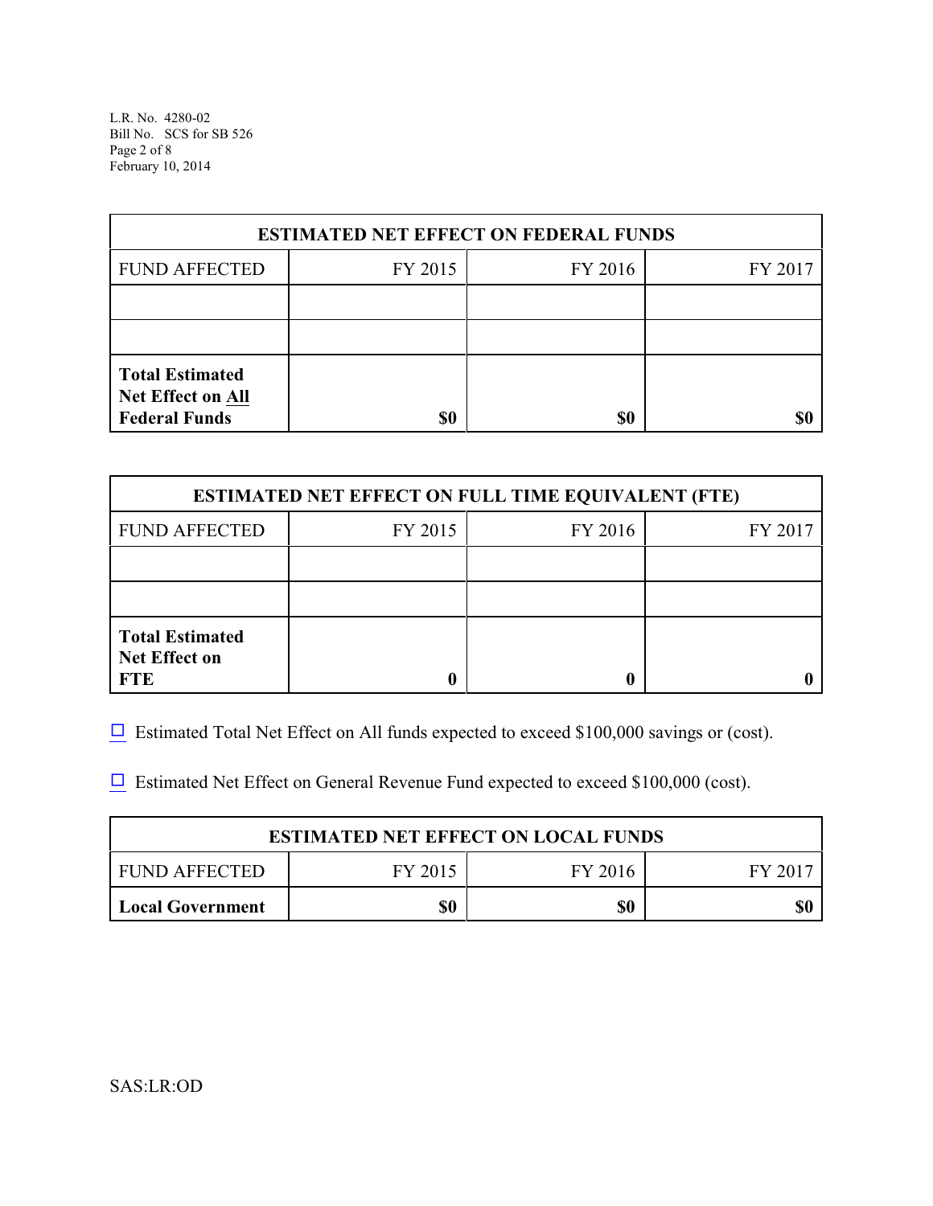| ESTIMATED NET EFFECT ON FEDERAL FUNDS | | | |
|---|---|---|---|
| FUND AFFECTED | FY 2015 | FY 2016 | FY 2017 |
| | | | |
| | | | |
| **Total Estimated Net Effect on All Federal Funds** | **$0** | **$0** | **$0** |

| ESTIMATED NET EFFECT ON FULL TIME EQUIVALENT (FTE) | | | |
|---|---|---|---|
| FUND AFFECTED | FY 2015 | FY 2016 | FY 2017 |
| | | | |
| | | | |
| **Total Estimated Net Effect on FTE** | **0** | **0** | **0** |

☐ Estimated Total Net Effect on All funds expected to exceed $100,000 savings or (cost).

☐ Estimated Net Effect on General Revenue Fund expected to exceed $100,000 (cost).

| ESTIMATED NET EFFECT ON LOCAL FUNDS | | | |
|---|---|---|---|
| FUND AFFECTED | FY 2015 | FY 2016 | FY 2017 |
| **Local Government** | **$0** | **$0** | **$0** |

SAS:LR:OD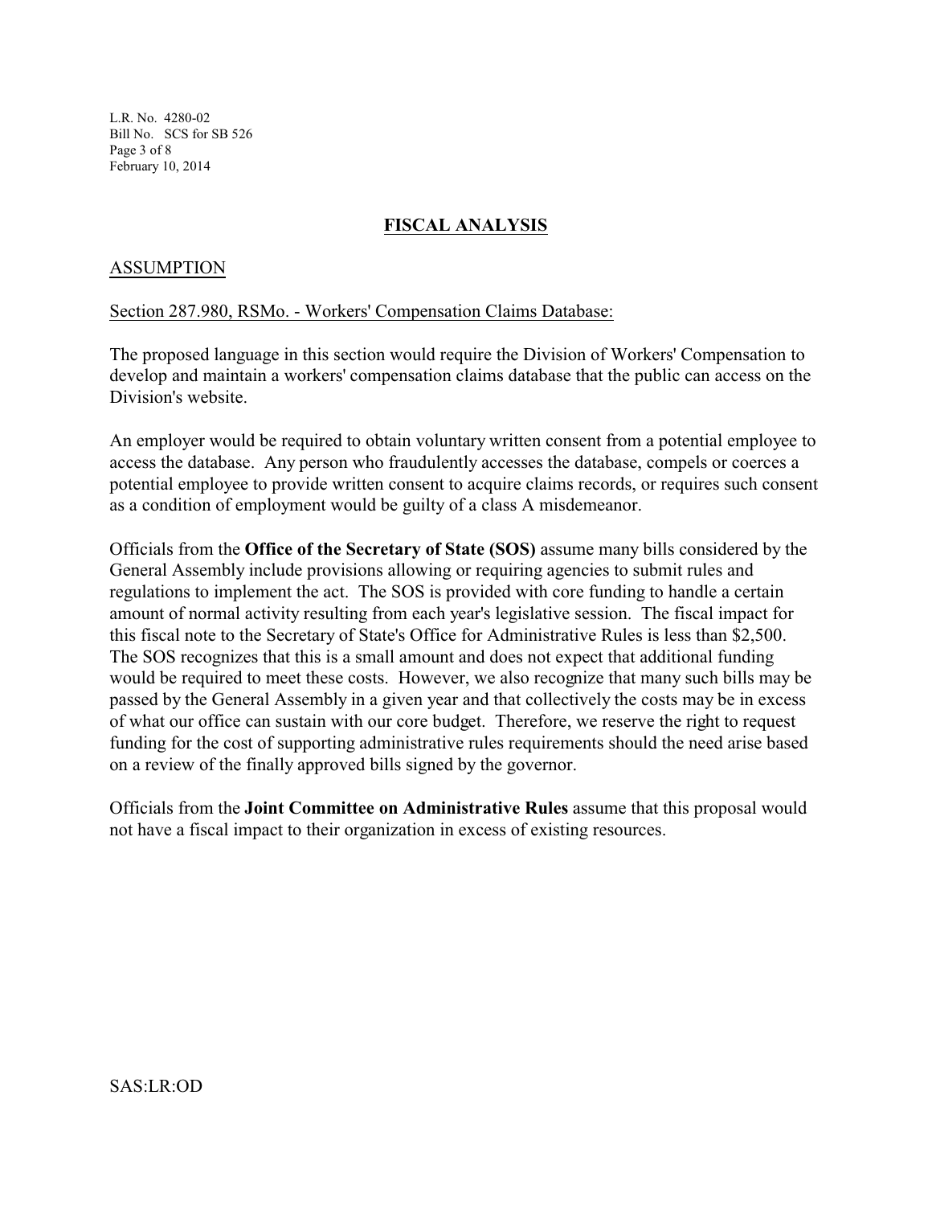## FISCAL ANALYSIS

### ASSUMPTION

Section 287.980, RSMo. - Workers' Compensation Claims Database:

The proposed language in this section would require the Division of Workers' Compensation to develop and maintain a workers' compensation claims database that the public can access on the Division's website.

An employer would be required to obtain voluntary written consent from a potential employee to access the database. Any person who fraudulently accesses the database, compels or coerces a potential employee to provide written consent to acquire claims records, or requires such consent as a condition of employment would be guilty of a class A misdemeanor.

Officials from the **Office of the Secretary of State (SOS)** assume many bills considered by the General Assembly include provisions allowing or requiring agencies to submit rules and regulations to implement the act. The SOS is provided with core funding to handle a certain amount of normal activity resulting from each year's legislative session. The fiscal impact for this fiscal note to the Secretary of State's Office for Administrative Rules is less than $2,500. The SOS recognizes that this is a small amount and does not expect that additional funding would be required to meet these costs. However, we also recognize that many such bills may be passed by the General Assembly in a given year and that collectively the costs may be in excess of what our office can sustain with our core budget. Therefore, we reserve the right to request funding for the cost of supporting administrative rules requirements should the need arise based on a review of the finally approved bills signed by the governor.

Officials from the **Joint Committee on Administrative Rules** assume that this proposal would not have a fiscal impact to their organization in excess of existing resources.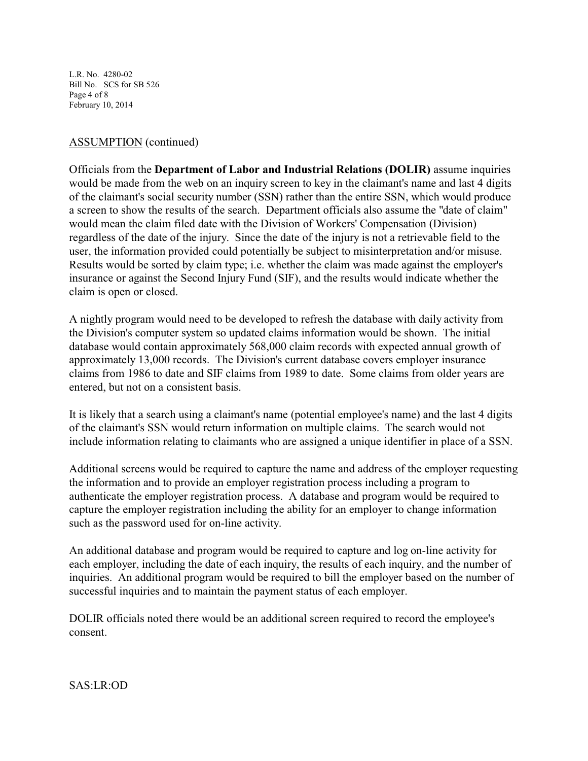ASSUMPTION (continued)

Officials from the **Department of Labor and Industrial Relations (DOLIR)** assume inquiries would be made from the web on an inquiry screen to key in the claimant's name and last 4 digits of the claimant's social security number (SSN) rather than the entire SSN, which would produce a screen to show the results of the search. Department officials also assume the "date of claim" would mean the claim filed date with the Division of Workers' Compensation (Division) regardless of the date of the injury. Since the date of the injury is not a retrievable field to the user, the information provided could potentially be subject to misinterpretation and/or misuse. Results would be sorted by claim type; i.e. whether the claim was made against the employer's insurance or against the Second Injury Fund (SIF), and the results would indicate whether the claim is open or closed.

A nightly program would need to be developed to refresh the database with daily activity from the Division's computer system so updated claims information would be shown. The initial database would contain approximately 568,000 claim records with expected annual growth of approximately 13,000 records. The Division's current database covers employer insurance claims from 1986 to date and SIF claims from 1989 to date. Some claims from older years are entered, but not on a consistent basis.

It is likely that a search using a claimant's name (potential employee's name) and the last 4 digits of the claimant's SSN would return information on multiple claims. The search would not include information relating to claimants who are assigned a unique identifier in place of a SSN.

Additional screens would be required to capture the name and address of the employer requesting the information and to provide an employer registration process including a program to authenticate the employer registration process. A database and program would be required to capture the employer registration including the ability for an employer to change information such as the password used for on-line activity.

An additional database and program would be required to capture and log on-line activity for each employer, including the date of each inquiry, the results of each inquiry, and the number of inquiries. An additional program would be required to bill the employer based on the number of successful inquiries and to maintain the payment status of each employer.

DOLIR officials noted there would be an additional screen required to record the employee's consent.

SAS:LR:OD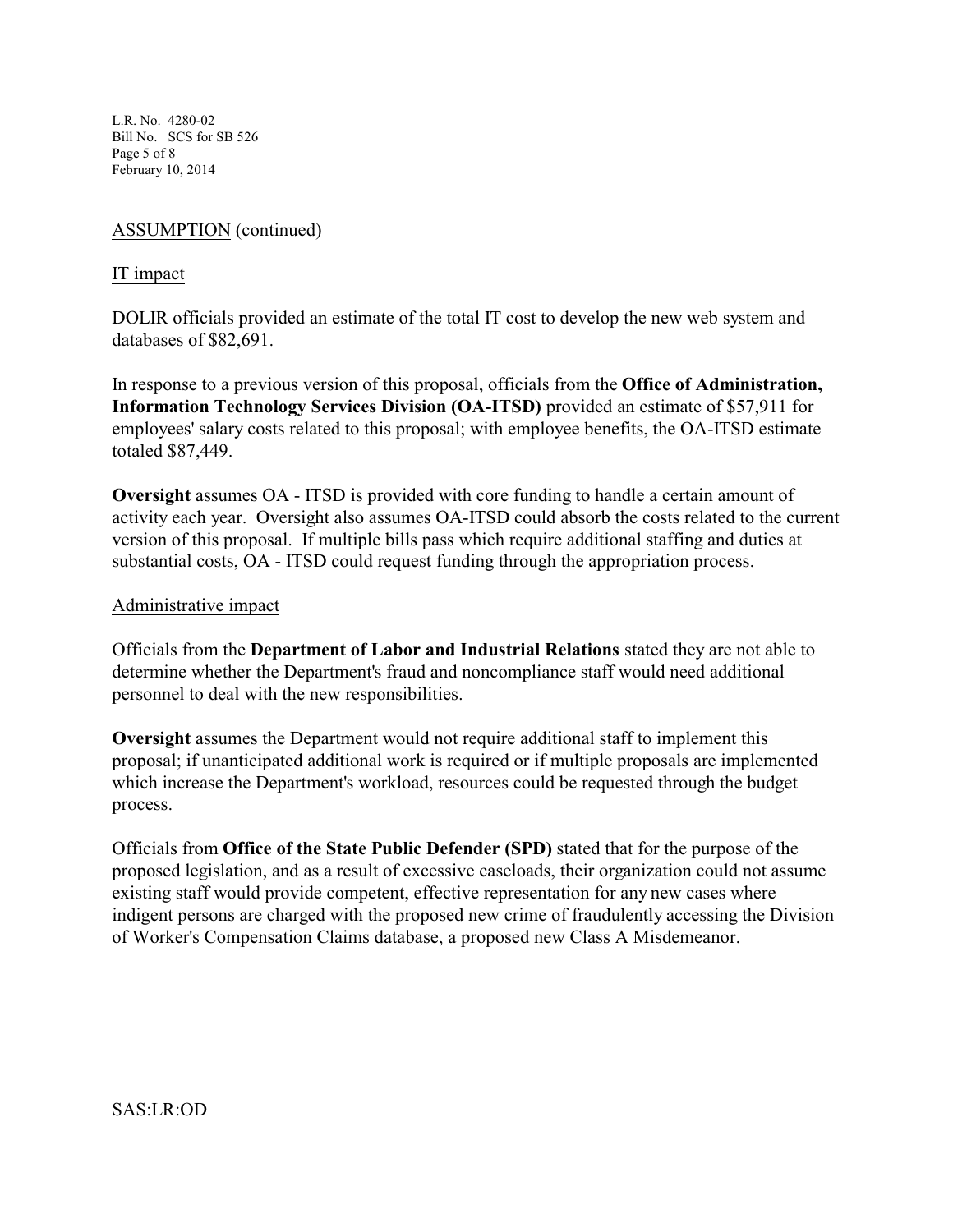ASSUMPTION (continued)

IT impact

DOLIR officials provided an estimate of the total IT cost to develop the new web system and databases of $82,691.

In response to a previous version of this proposal, officials from the **Office of Administration, Information Technology Services Division (OA-ITSD)** provided an estimate of $57,911 for employees' salary costs related to this proposal; with employee benefits, the OA-ITSD estimate totaled $87,449.

**Oversight** assumes OA - ITSD is provided with core funding to handle a certain amount of activity each year. Oversight also assumes OA-ITSD could absorb the costs related to the current version of this proposal. If multiple bills pass which require additional staffing and duties at substantial costs, OA - ITSD could request funding through the appropriation process.

Administrative impact

Officials from the **Department of Labor and Industrial Relations** stated they are not able to determine whether the Department's fraud and noncompliance staff would need additional personnel to deal with the new responsibilities.

**Oversight** assumes the Department would not require additional staff to implement this proposal; if unanticipated additional work is required or if multiple proposals are implemented which increase the Department's workload, resources could be requested through the budget process.

Officials from **Office of the State Public Defender (SPD)** stated that for the purpose of the proposed legislation, and as a result of excessive caseloads, their organization could not assume existing staff would provide competent, effective representation for any new cases where indigent persons are charged with the proposed new crime of fraudulently accessing the Division of Worker's Compensation Claims database, a proposed new Class A Misdemeanor.

SAS:LR:OD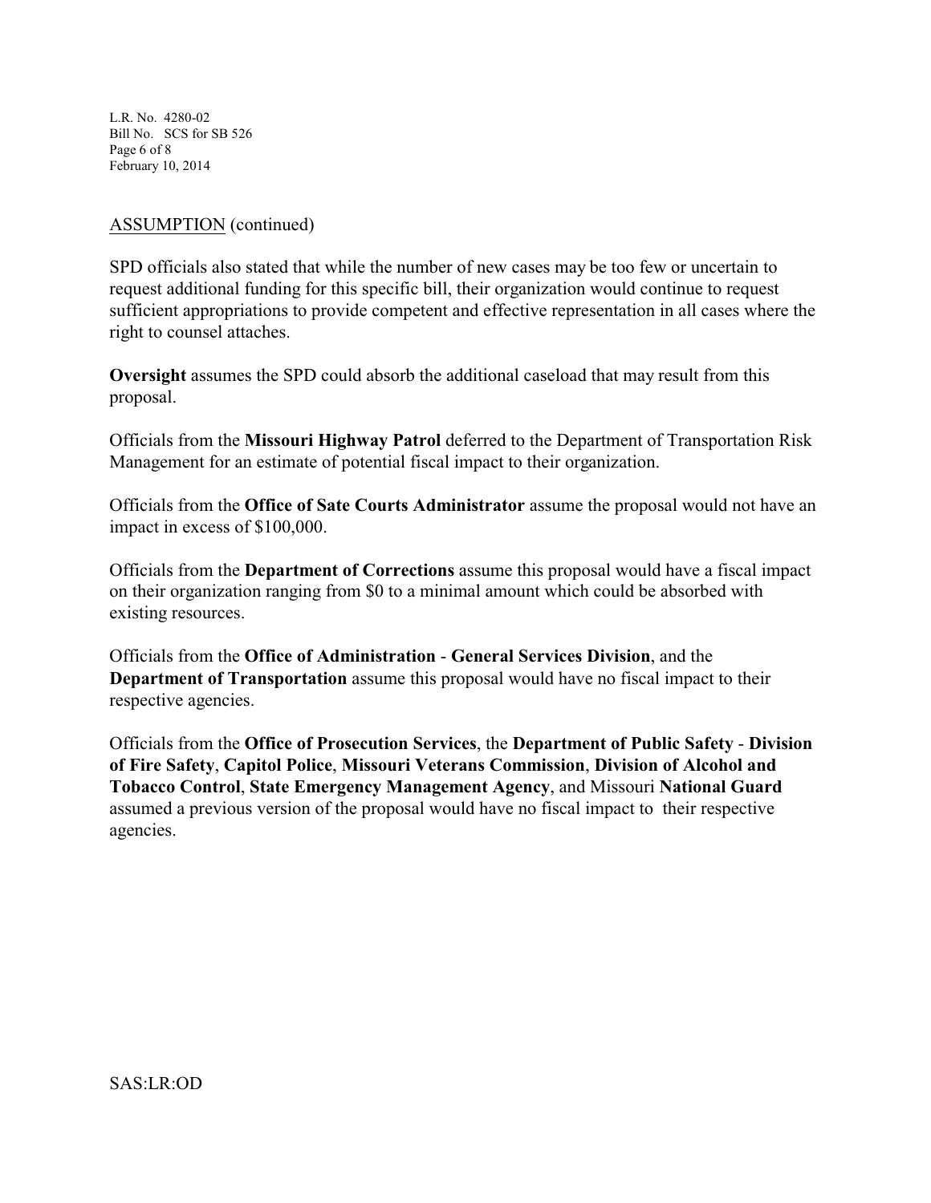ASSUMPTION (continued)

SPD officials also stated that while the number of new cases may be too few or uncertain to request additional funding for this specific bill, their organization would continue to request sufficient appropriations to provide competent and effective representation in all cases where the right to counsel attaches.

**Oversight** assumes the SPD could absorb the additional caseload that may result from this proposal.

Officials from the **Missouri Highway Patrol** deferred to the Department of Transportation Risk Management for an estimate of potential fiscal impact to their organization.

Officials from the **Office of Sate Courts Administrator** assume the proposal would not have an impact in excess of $100,000.

Officials from the **Department of Corrections** assume this proposal would have a fiscal impact on their organization ranging from $0 to a minimal amount which could be absorbed with existing resources.

Officials from the **Office of Administration** - **General Services Division**, and the **Department of Transportation** assume this proposal would have no fiscal impact to their respective agencies.

Officials from the **Office of Prosecution Services**, the **Department of Public Safety** - **Division of Fire Safety**, **Capitol Police**, **Missouri Veterans Commission**, **Division of Alcohol and Tobacco Control**, **State Emergency Management Agency**, and Missouri **National Guard** assumed a previous version of the proposal would have no fiscal impact to their respective agencies.

SAS:LR:OD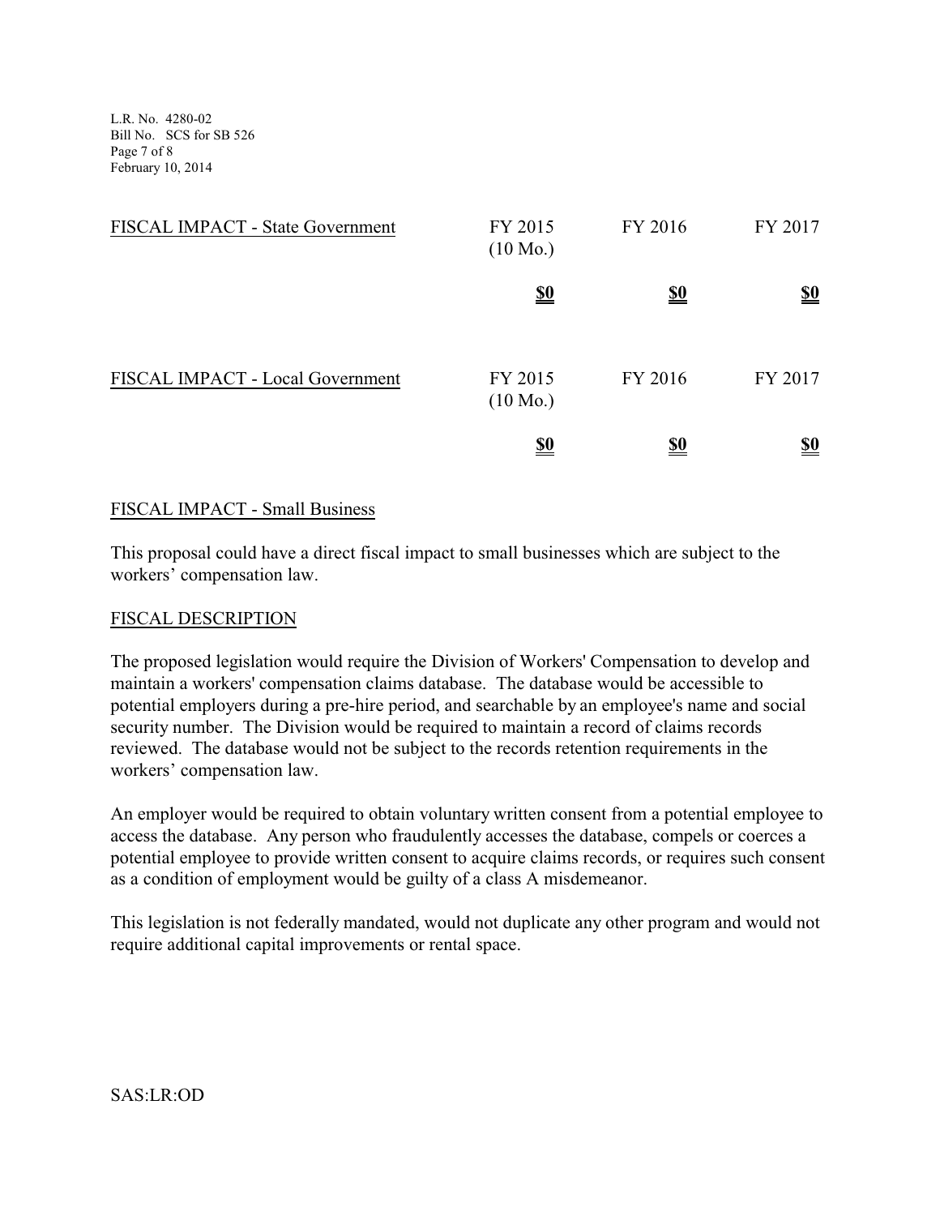| FISCAL IMPACT - State Government | FY 2015 (10 Mo.) | FY 2016 | FY 2017 |
|---|---|---|---|
| | **$0** | **$0** | **$0** |

| FISCAL IMPACT - Local Government | FY 2015 (10 Mo.) | FY 2016 | FY 2017 |
|---|---|---|---|
| | **$0** | **$0** | **$0** |

## FISCAL IMPACT - Small Business

This proposal could have a direct fiscal impact to small businesses which are subject to the workers' compensation law.

## FISCAL DESCRIPTION

The proposed legislation would require the Division of Workers' Compensation to develop and maintain a workers' compensation claims database. The database would be accessible to potential employers during a pre-hire period, and searchable by an employee's name and social security number. The Division would be required to maintain a record of claims records reviewed. The database would not be subject to the records retention requirements in the workers' compensation law.

An employer would be required to obtain voluntary written consent from a potential employee to access the database. Any person who fraudulently accesses the database, compels or coerces a potential employee to provide written consent to acquire claims records, or requires such consent as a condition of employment would be guilty of a class A misdemeanor.

This legislation is not federally mandated, would not duplicate any other program and would not require additional capital improvements or rental space.

SAS:LR:OD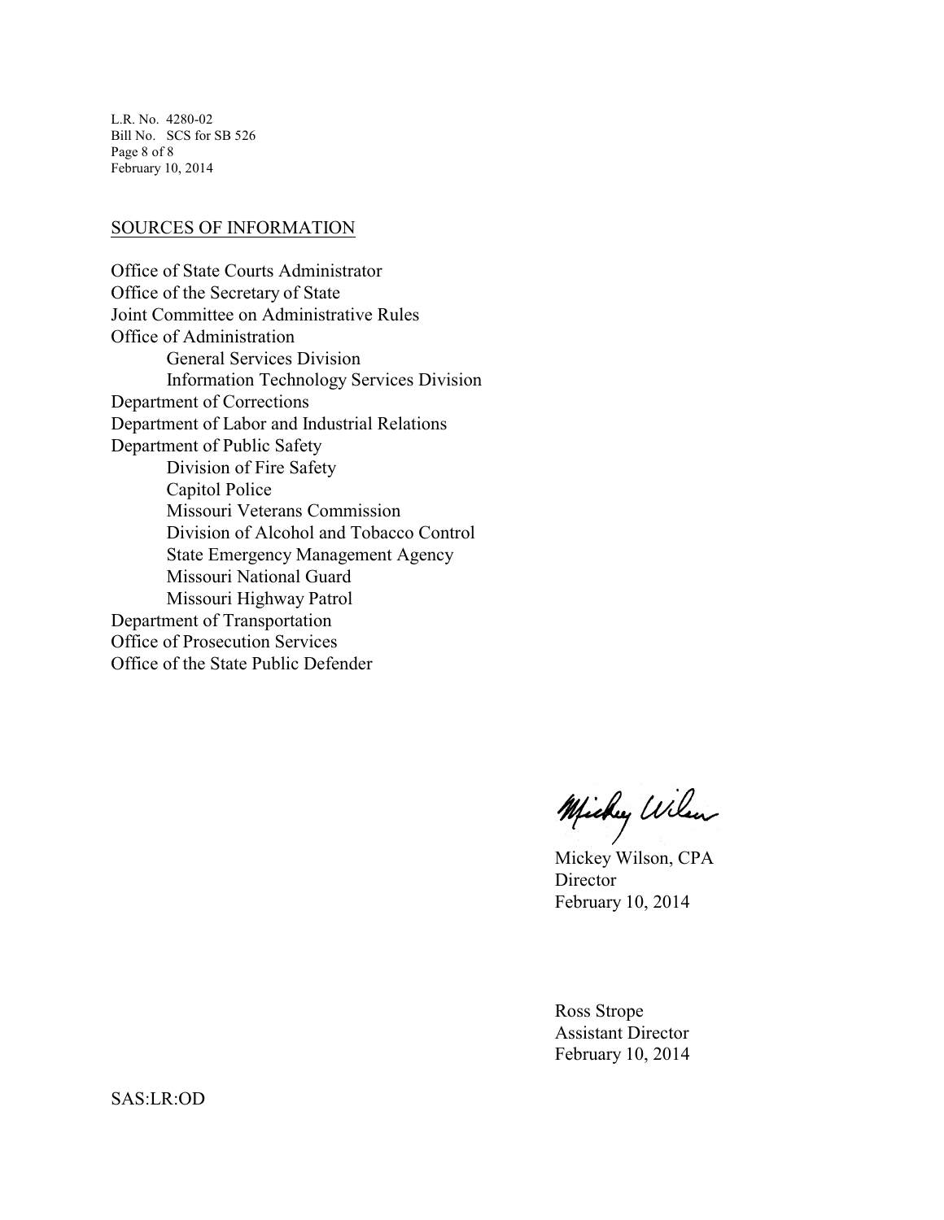## SOURCES OF INFORMATION

Office of State Courts Administrator
Office of the Secretary of State
Joint Committee on Administrative Rules
Office of Administration
- General Services Division
- Information Technology Services Division

Department of Corrections
Department of Labor and Industrial Relations
Department of Public Safety
- Division of Fire Safety
- Capitol Police
- Missouri Veterans Commission
- Division of Alcohol and Tobacco Control
- State Emergency Management Agency
- Missouri National Guard
- Missouri Highway Patrol

Department of Transportation
Office of Prosecution Services
Office of the State Public Defender

Mickey Wilson, CPA
Director
February 10, 2014

Ross Strope
Assistant Director
February 10, 2014

SAS:LR:OD